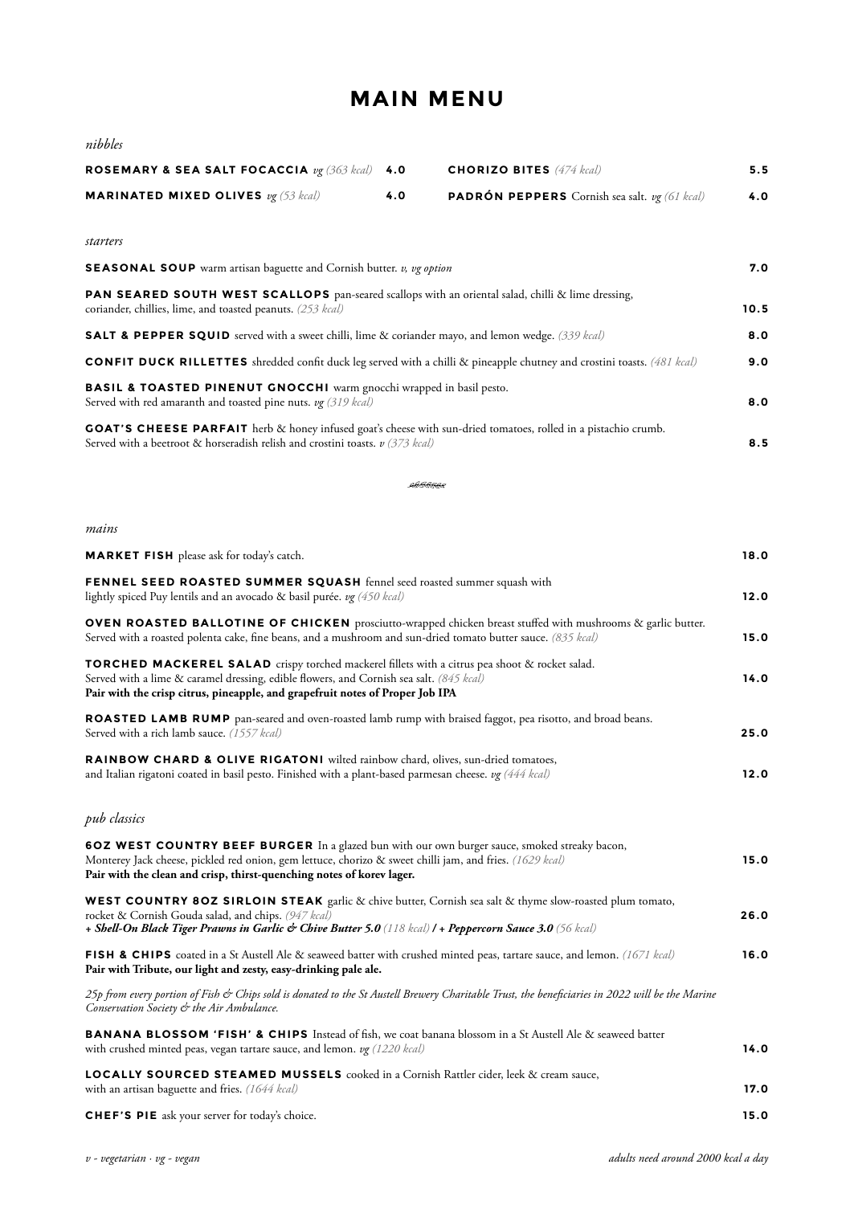# MAIN MENU

*nibbles*

**ROSEMARY & SEA SALT FOCACCIA** *vg (363 kcal)* **4.0**

**MARINATED MIXED OLIVES** *vg (53 kcal)* **4.0**

**CHORIZO BITES** *(474 kcal)* **5.5**

**PADRÓN PEPPERS** Cornish sea salt. *vg (61 kcal)* **4.0**

*starters*

**SEASONAL SOUP** warm artisan baguette and Cornish butter. *v, vg option* **7.0**

**PAN SEARED SOUTH WEST SCALLOPS** pan-seared scallops with an oriental salad, chilli & lime dressing, coriander, chillies, lime, and toasted peanuts. *(253 kcal)* **10.5**

**SALT & PEPPER SQUID** served with a sweet chilli, lime & coriander mayo, and lemon wedge. *(339 kcal)* **8.0**

**CONFIT DUCK RILLETTES** shredded confit duck leg served with a chilli & pineapple chutney and crostini toasts. *(481 kcal)* **9.0**

**BASIL & TOASTED PINENUT GNOCCHI** warm gnocchi wrapped in basil pesto. Served with red amaranth and toasted pine nuts. *vg (319 kcal)* **8.0**

**GOAT'S CHEESE PARFAIT** herb & honey infused goat's cheese with sun-dried tomatoes, rolled in a pistachio crumb. Served with a beetroot & horseradish relish and crostini toasts. *v (373 kcal)* **8.5**

*mains*

**MARKET FISH** please ask for today's catch. **18.0**

**FENNEL SEED ROASTED SUMMER SQUASH** fennel seed roasted summer squash with lightly spiced Puy lentils and an avocado & basil purée. *vg (450 kcal)* **12.0**

**OVEN ROASTED BALLOTINE OF CHICKEN** prosciutto-wrapped chicken breast stuffed with mushrooms & garlic butter. Served with a roasted polenta cake, fine beans, and a mushroom and sun-dried tomato butter sauce. *(835 kcal)* **15.0**

**TORCHED MACKEREL SALAD** crispy torched mackerel fillets with a citrus pea shoot & rocket salad. Served with a lime & caramel dressing, edible flowers, and Cornish sea salt. *(845 kcal)* **14.0**
**Pair with the crisp citrus, pineapple, and grapefruit notes of Proper Job IPA**

**ROASTED LAMB RUMP** pan-seared and oven-roasted lamb rump with braised faggot, pea risotto, and broad beans. Served with a rich lamb sauce. *(1557 kcal)* **25.0**

**RAINBOW CHARD & OLIVE RIGATONI** wilted rainbow chard, olives, sun-dried tomatoes, and Italian rigatoni coated in basil pesto. Finished with a plant-based parmesan cheese. *vg (444 kcal)* **12.0**

*pub classics*

**6OZ WEST COUNTRY BEEF BURGER** In a glazed bun with our own burger sauce, smoked streaky bacon, Monterey Jack cheese, pickled red onion, gem lettuce, chorizo & sweet chilli jam, and fries. *(1629 kcal)* **15.0**
**Pair with the clean and crisp, thirst-quenching notes of korev lager.**

**WEST COUNTRY 8OZ SIRLOIN STEAK** garlic & chive butter, Cornish sea salt & thyme slow-roasted plum tomato, rocket & Cornish Gouda salad, and chips. *(947 kcal)* **26.0**
***+ Shell-On Black Tiger Prawns in Garlic & Chive Butter 5.0*** *(118 kcal)* ***/ + Peppercorn Sauce 3.0*** *(56 kcal)*

**FISH & CHIPS** coated in a St Austell Ale & seaweed batter with crushed minted peas, tartare sauce, and lemon. *(1671 kcal)* **16.0**
**Pair with Tribute, our light and zesty, easy-drinking pale ale.**

*25p from every portion of Fish & Chips sold is donated to the St Austell Brewery Charitable Trust, the beneficiaries in 2022 will be the Marine Conservation Society & the Air Ambulance.*

**BANANA BLOSSOM 'FISH' & CHIPS** Instead of fish, we coat banana blossom in a St Austell Ale & seaweed batter with crushed minted peas, vegan tartare sauce, and lemon. *vg (1220 kcal)* **14.0**

**LOCALLY SOURCED STEAMED MUSSELS** cooked in a Cornish Rattler cider, leek & cream sauce, with an artisan baguette and fries. *(1644 kcal)* **17.0**

**CHEF'S PIE** ask your server for today's choice. **15.0**

*v - vegetarian · vg - vegan*

*adults need around 2000 kcal a day*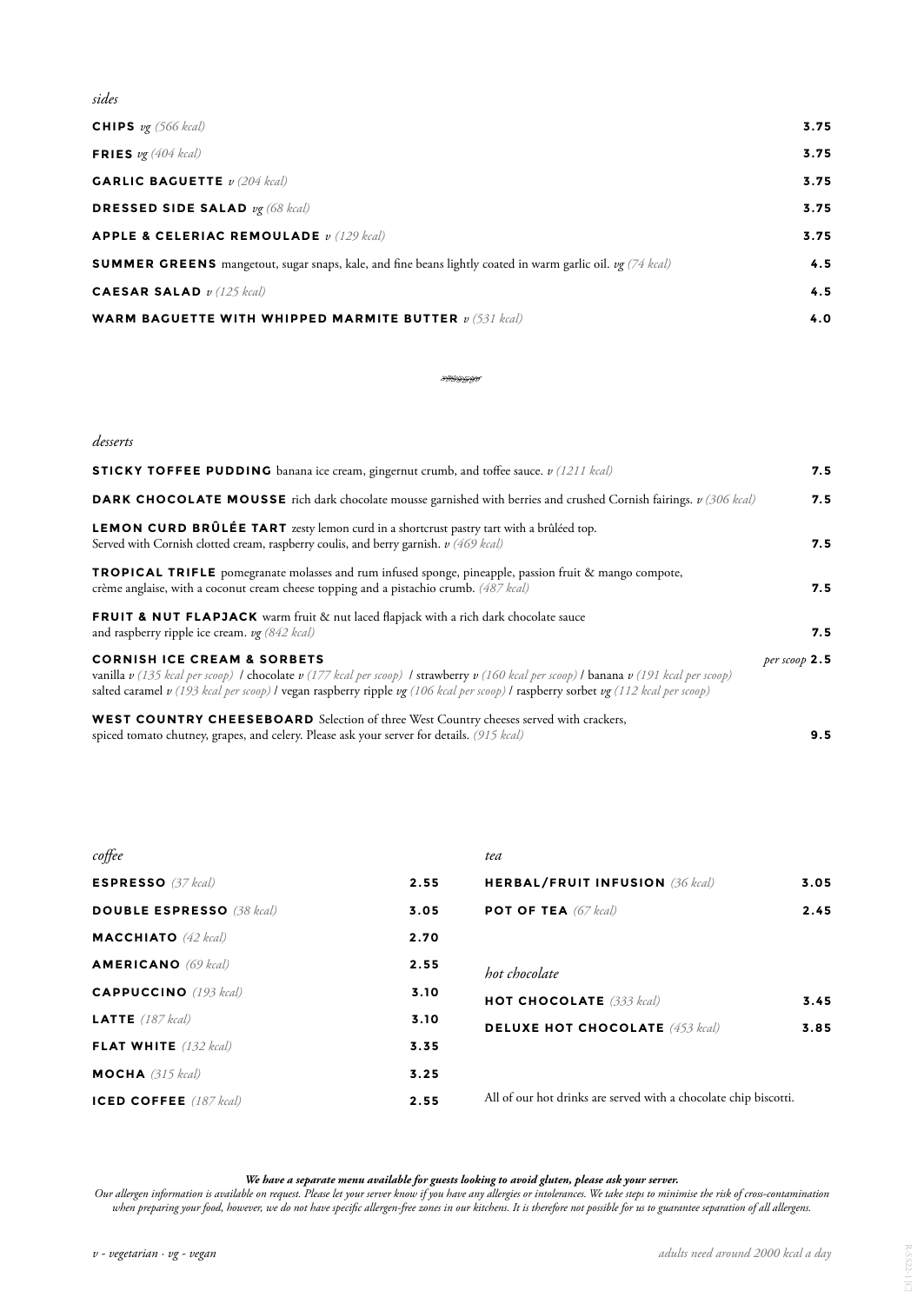*sides*

**CHIPS** *vg (566 kcal)* **3.75**

**FRIES** *vg (404 kcal)* **3.75**

**GARLIC BAGUETTE** *v (204 kcal)* **3.75**

**DRESSED SIDE SALAD** *vg (68 kcal)* **3.75**

**APPLE & CELERIAC REMOULADE** *v (129 kcal)* **3.75**

**SUMMER GREENS** mangetout, sugar snaps, kale, and fine beans lightly coated in warm garlic oil. *vg (74 kcal)* **4.5**

**CAESAR SALAD** *v (125 kcal)* **4.5**

**WARM BAGUETTE WITH WHIPPED MARMITE BUTTER** *v (531 kcal)* **4.0**

*desserts*

**STICKY TOFFEE PUDDING** banana ice cream, gingernut crumb, and toffee sauce. *v (1211 kcal)* **7.5**

**DARK CHOCOLATE MOUSSE** rich dark chocolate mousse garnished with berries and crushed Cornish fairings. *v (306 kcal)* **7.5**

**LEMON CURD BRÛLÉE TART** zesty lemon curd in a shortcrust pastry tart with a brûléed top.
Served with Cornish clotted cream, raspberry coulis, and berry garnish. *v (469 kcal)* **7.5**

**TROPICAL TRIFLE** pomegranate molasses and rum infused sponge, pineapple, passion fruit & mango compote,
crème anglaise, with a coconut cream cheese topping and a pistachio crumb. *(487 kcal)* **7.5**

**FRUIT & NUT FLAPJACK** warm fruit & nut laced flapjack with a rich dark chocolate sauce
and raspberry ripple ice cream. *vg (842 kcal)* **7.5**

**CORNISH ICE CREAM & SORBETS** *per scoop* **2.5**
vanilla *v (135 kcal per scoop)* / chocolate *v (177 kcal per scoop)* / strawberry *v (160 kcal per scoop)* / banana *v (191 kcal per scoop)*
salted caramel *v (193 kcal per scoop)* / vegan raspberry ripple *vg (106 kcal per scoop)* / raspberry sorbet *vg (112 kcal per scoop)*

**WEST COUNTRY CHEESEBOARD** Selection of three West Country cheeses served with crackers,
spiced tomato chutney, grapes, and celery. Please ask your server for details. *(915 kcal)* **9.5**

*coffee*

**ESPRESSO** *(37 kcal)* **2.55**

**DOUBLE ESPRESSO** *(38 kcal)* **3.05**

**MACCHIATO** *(42 kcal)* **2.70**

**AMERICANO** *(69 kcal)* **2.55**

**CAPPUCCINO** *(193 kcal)* **3.10**

**LATTE** *(187 kcal)* **3.10**

**FLAT WHITE** *(132 kcal)* **3.35**

**MOCHA** *(315 kcal)* **3.25**

**ICED COFFEE** *(187 kcal)* **2.55**

*tea*

**HERBAL/FRUIT INFUSION** *(36 kcal)* **3.05**

**POT OF TEA** *(67 kcal)* **2.45**

*hot chocolate*

**HOT CHOCOLATE** *(333 kcal)* **3.45**

**DELUXE HOT CHOCOLATE** *(453 kcal)* **3.85**

All of our hot drinks are served with a chocolate chip biscotti.

***We have a separate menu available for guests looking to avoid gluten, please ask your server.***
*Our allergen information is available on request. Please let your server know if you have any allergies or intolerances. We take steps to minimise the risk of cross-contamination when preparing your food, however, we do not have specific allergen-free zones in our kitchens. It is therefore not possible for us to guarantee separation of all allergens.*

*v - vegetarian · vg - vegan*

*adults need around 2000 kcal a day*